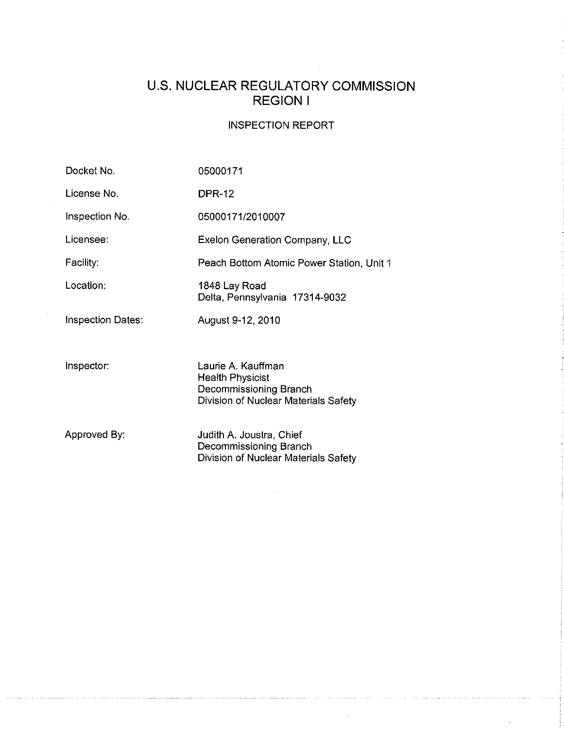# U.S. NUCLEAR REGULATORY COMMISSION
# REGION I

## INSPECTION REPORT

| | |
|---|---|
| Docket No. | 05000171 |
| License No. | DPR-12 |
| Inspection No. | 05000171/2010007 |
| Licensee: | Exelon Generation Company, LLC |
| Facility: | Peach Bottom Atomic Power Station, Unit 1 |
| Location: | 1848 Lay Road<br>Delta, Pennsylvania 17314-9032 |
| Inspection Dates: | August 9-12, 2010 |
| Inspector: | Laurie A. Kauffman<br>Health Physicist<br>Decommissioning Branch<br>Division of Nuclear Materials Safety |
| Approved By: | Judith A. Joustra, Chief<br>Decommissioning Branch<br>Division of Nuclear Materials Safety |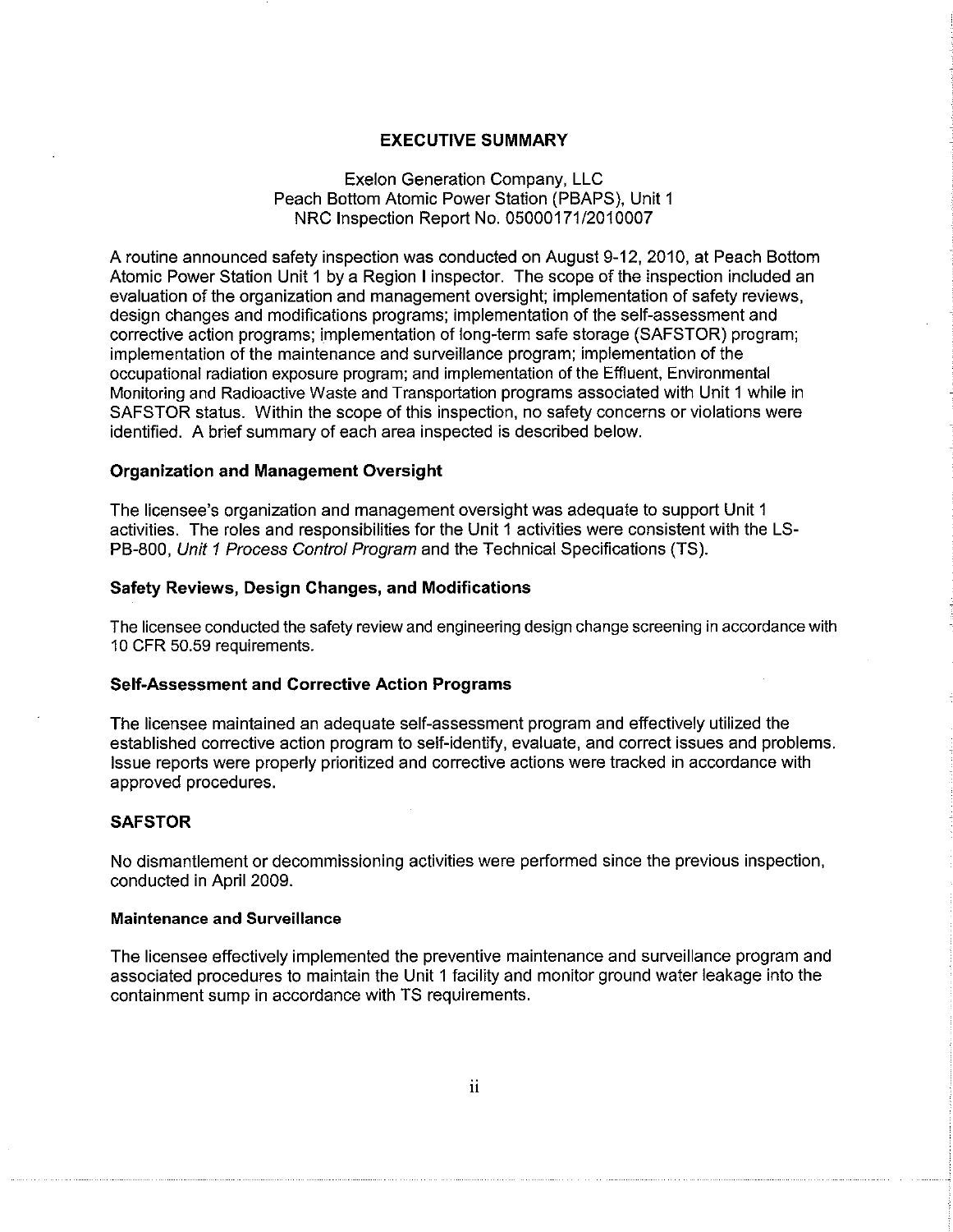## EXECUTIVE SUMMARY

Exelon Generation Company, LLC
Peach Bottom Atomic Power Station (PBAPS), Unit 1
NRC Inspection Report No. 05000171/2010007

A routine announced safety inspection was conducted on August 9-12, 2010, at Peach Bottom Atomic Power Station Unit 1 by a Region I inspector. The scope of the inspection included an evaluation of the organization and management oversight; implementation of safety reviews, design changes and modifications programs; implementation of the self-assessment and corrective action programs; implementation of long-term safe storage (SAFSTOR) program; implementation of the maintenance and surveillance program; implementation of the occupational radiation exposure program; and implementation of the Effluent, Environmental Monitoring and Radioactive Waste and Transportation programs associated with Unit 1 while in SAFSTOR status. Within the scope of this inspection, no safety concerns or violations were identified. A brief summary of each area inspected is described below.

### Organization and Management Oversight

The licensee's organization and management oversight was adequate to support Unit 1 activities. The roles and responsibilities for the Unit 1 activities were consistent with the LS-PB-800, *Unit 1 Process Control Program* and the Technical Specifications (TS).

### Safety Reviews, Design Changes, and Modifications

The licensee conducted the safety review and engineering design change screening in accordance with 10 CFR 50.59 requirements.

### Self-Assessment and Corrective Action Programs

The licensee maintained an adequate self-assessment program and effectively utilized the established corrective action program to self-identify, evaluate, and correct issues and problems. Issue reports were properly prioritized and corrective actions were tracked in accordance with approved procedures.

### SAFSTOR

No dismantlement or decommissioning activities were performed since the previous inspection, conducted in April 2009.

### Maintenance and Surveillance

The licensee effectively implemented the preventive maintenance and surveillance program and associated procedures to maintain the Unit 1 facility and monitor ground water leakage into the containment sump in accordance with TS requirements.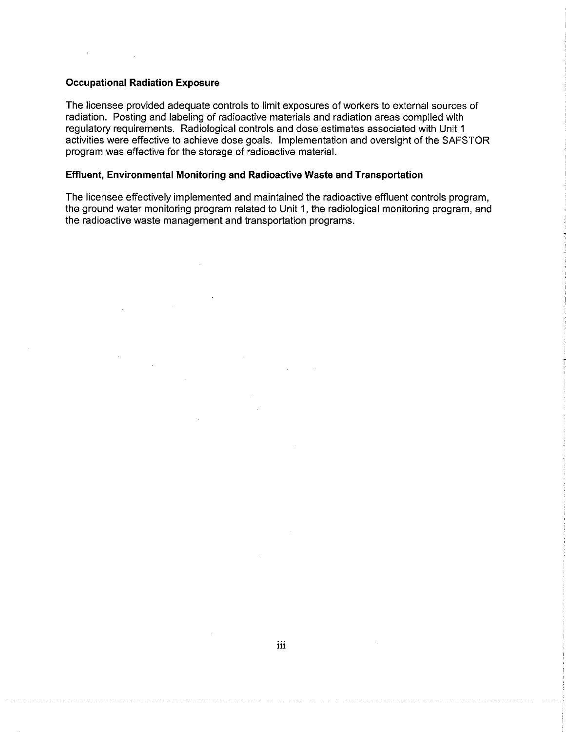**Occupational Radiation Exposure**

The licensee provided adequate controls to limit exposures of workers to external sources of radiation. Posting and labeling of radioactive materials and radiation areas complied with regulatory requirements. Radiological controls and dose estimates associated with Unit 1 activities were effective to achieve dose goals. Implementation and oversight of the SAFSTOR program was effective for the storage of radioactive material.

**Effluent, Environmental Monitoring and Radioactive Waste and Transportation**

The licensee effectively implemented and maintained the radioactive effluent controls program, the ground water monitoring program related to Unit 1, the radiological monitoring program, and the radioactive waste management and transportation programs.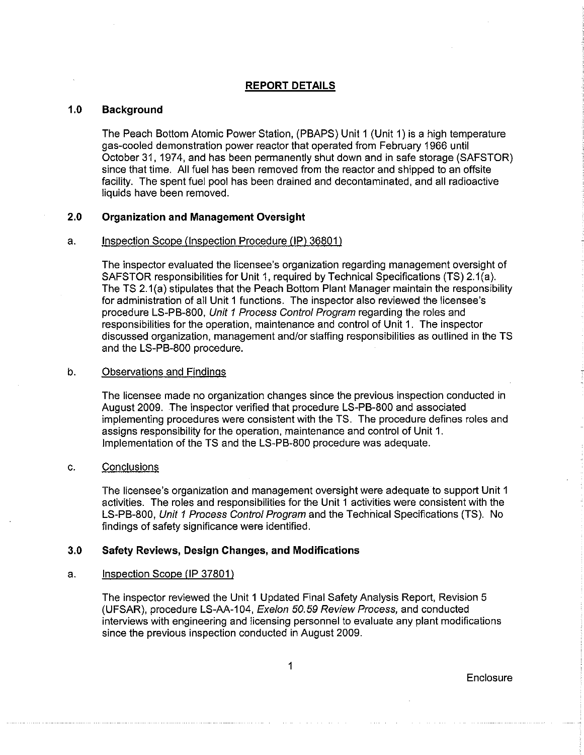## REPORT DETAILS

### 1.0 Background

The Peach Bottom Atomic Power Station, (PBAPS) Unit 1 (Unit 1) is a high temperature gas-cooled demonstration power reactor that operated from February 1966 until October 31, 1974, and has been permanently shut down and in safe storage (SAFSTOR) since that time. All fuel has been removed from the reactor and shipped to an offsite facility. The spent fuel pool has been drained and decontaminated, and all radioactive liquids have been removed.

### 2.0 Organization and Management Oversight

a. Inspection Scope (Inspection Procedure (IP) 36801)

The inspector evaluated the licensee's organization regarding management oversight of SAFSTOR responsibilities for Unit 1, required by Technical Specifications (TS) 2.1(a). The TS 2.1(a) stipulates that the Peach Bottom Plant Manager maintain the responsibility for administration of all Unit 1 functions. The inspector also reviewed the licensee's procedure LS-PB-800, *Unit 1 Process Control Program* regarding the roles and responsibilities for the operation, maintenance and control of Unit 1. The inspector discussed organization, management and/or staffing responsibilities as outlined in the TS and the LS-PB-800 procedure.

b. Observations and Findings

The licensee made no organization changes since the previous inspection conducted in August 2009. The inspector verified that procedure LS-PB-800 and associated implementing procedures were consistent with the TS. The procedure defines roles and assigns responsibility for the operation, maintenance and control of Unit 1. Implementation of the TS and the LS-PB-800 procedure was adequate.

c. Conclusions

The licensee's organization and management oversight were adequate to support Unit 1 activities. The roles and responsibilities for the Unit 1 activities were consistent with the LS-PB-800, *Unit 1 Process Control Program* and the Technical Specifications (TS). No findings of safety significance were identified.

### 3.0 Safety Reviews, Design Changes, and Modifications

a. Inspection Scope (IP 37801)

The inspector reviewed the Unit 1 Updated Final Safety Analysis Report, Revision 5 (UFSAR), procedure LS-AA-104, *Exelon 50.59 Review Process,* and conducted interviews with engineering and licensing personnel to evaluate any plant modifications since the previous inspection conducted in August 2009.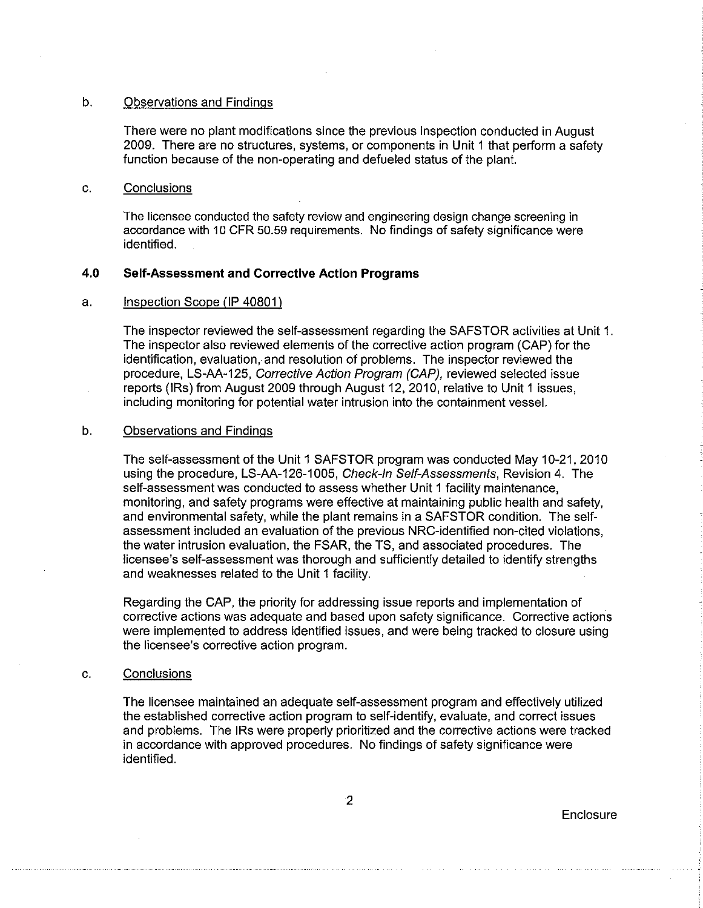b. Observations and Findings

There were no plant modifications since the previous inspection conducted in August 2009. There are no structures, systems, or components in Unit 1 that perform a safety function because of the non-operating and defueled status of the plant.

c. Conclusions

The licensee conducted the safety review and engineering design change screening in accordance with 10 CFR 50.59 requirements. No findings of safety significance were identified.

## 4.0 Self-Assessment and Corrective Action Programs

a. Inspection Scope (IP 40801)

The inspector reviewed the self-assessment regarding the SAFSTOR activities at Unit 1. The inspector also reviewed elements of the corrective action program (CAP) for the identification, evaluation, and resolution of problems. The inspector reviewed the procedure, LS-AA-125, *Corrective Action Program (CAP)*, reviewed selected issue reports (IRs) from August 2009 through August 12, 2010, relative to Unit 1 issues, including monitoring for potential water intrusion into the containment vessel.

b. Observations and Findings

The self-assessment of the Unit 1 SAFSTOR program was conducted May 10-21, 2010 using the procedure, LS-AA-126-1005, *Check-In Self-Assessments*, Revision 4. The self-assessment was conducted to assess whether Unit 1 facility maintenance, monitoring, and safety programs were effective at maintaining public health and safety, and environmental safety, while the plant remains in a SAFSTOR condition. The self-assessment included an evaluation of the previous NRC-identified non-cited violations, the water intrusion evaluation, the FSAR, the TS, and associated procedures. The licensee's self-assessment was thorough and sufficiently detailed to identify strengths and weaknesses related to the Unit 1 facility.

Regarding the CAP, the priority for addressing issue reports and implementation of corrective actions was adequate and based upon safety significance. Corrective actions were implemented to address identified issues, and were being tracked to closure using the licensee's corrective action program.

c. Conclusions

The licensee maintained an adequate self-assessment program and effectively utilized the established corrective action program to self-identify, evaluate, and correct issues and problems. The IRs were properly prioritized and the corrective actions were tracked in accordance with approved procedures. No findings of safety significance were identified.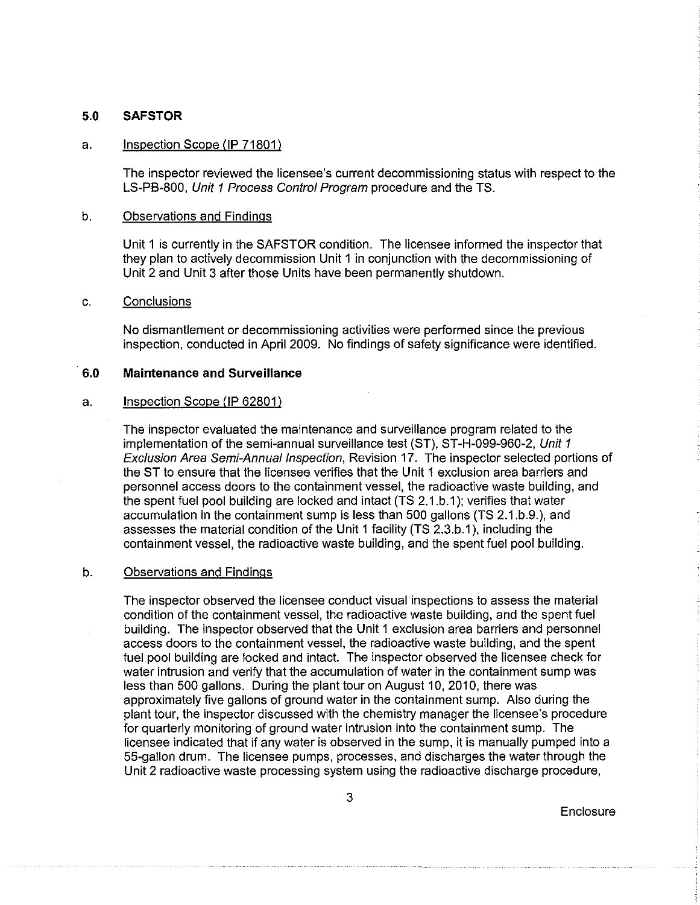## 5.0 SAFSTOR

a. Inspection Scope (IP 71801)

The inspector reviewed the licensee's current decommissioning status with respect to the LS-PB-800, *Unit 1 Process Control Program* procedure and the TS.

b. Observations and Findings

Unit 1 is currently in the SAFSTOR condition. The licensee informed the inspector that they plan to actively decommission Unit 1 in conjunction with the decommissioning of Unit 2 and Unit 3 after those Units have been permanently shutdown.

c. Conclusions

No dismantlement or decommissioning activities were performed since the previous inspection, conducted in April 2009. No findings of safety significance were identified.

## 6.0 Maintenance and Surveillance

a. Inspection Scope (IP 62801)

The inspector evaluated the maintenance and surveillance program related to the implementation of the semi-annual surveillance test (ST), ST-H-099-960-2, *Unit 1 Exclusion Area Semi-Annual Inspection*, Revision 17. The inspector selected portions of the ST to ensure that the licensee verifies that the Unit 1 exclusion area barriers and personnel access doors to the containment vessel, the radioactive waste building, and the spent fuel pool building are locked and intact (TS 2.1.b.1); verifies that water accumulation in the containment sump is less than 500 gallons (TS 2.1.b.9.), and assesses the material condition of the Unit 1 facility (TS 2.3.b.1), including the containment vessel, the radioactive waste building, and the spent fuel pool building.

b. Observations and Findings

The inspector observed the licensee conduct visual inspections to assess the material condition of the containment vessel, the radioactive waste building, and the spent fuel building. The inspector observed that the Unit 1 exclusion area barriers and personnel access doors to the containment vessel, the radioactive waste building, and the spent fuel pool building are locked and intact. The inspector observed the licensee check for water intrusion and verify that the accumulation of water in the containment sump was less than 500 gallons. During the plant tour on August 10, 2010, there was approximately five gallons of ground water in the containment sump. Also during the plant tour, the inspector discussed with the chemistry manager the licensee's procedure for quarterly monitoring of ground water intrusion into the containment sump. The licensee indicated that if any water is observed in the sump, it is manually pumped into a 55-gallon drum. The licensee pumps, processes, and discharges the water through the Unit 2 radioactive waste processing system using the radioactive discharge procedure,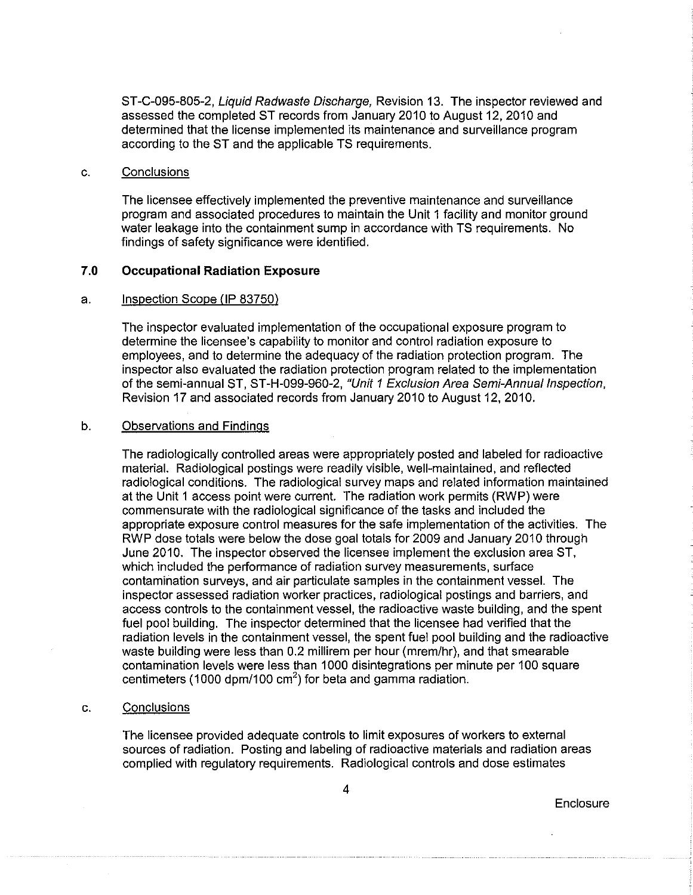ST-C-095-805-2, *Liquid Radwaste Discharge,* Revision 13. The inspector reviewed and assessed the completed ST records from January 2010 to August 12, 2010 and determined that the license implemented its maintenance and surveillance program according to the ST and the applicable TS requirements.

c. Conclusions

The licensee effectively implemented the preventive maintenance and surveillance program and associated procedures to maintain the Unit 1 facility and monitor ground water leakage into the containment sump in accordance with TS requirements. No findings of safety significance were identified.

## 7.0 Occupational Radiation Exposure

a. Inspection Scope (IP 83750)

The inspector evaluated implementation of the occupational exposure program to determine the licensee's capability to monitor and control radiation exposure to employees, and to determine the adequacy of the radiation protection program. The inspector also evaluated the radiation protection program related to the implementation of the semi-annual ST, ST-H-099-960-2, *"Unit 1 Exclusion Area Semi-Annual Inspection,* Revision 17 and associated records from January 2010 to August 12, 2010.

b. Observations and Findings

The radiologically controlled areas were appropriately posted and labeled for radioactive material. Radiological postings were readily visible, well-maintained, and reflected radiological conditions. The radiological survey maps and related information maintained at the Unit 1 access point were current. The radiation work permits (RWP) were commensurate with the radiological significance of the tasks and included the appropriate exposure control measures for the safe implementation of the activities. The RWP dose totals were below the dose goal totals for 2009 and January 2010 through June 2010. The inspector observed the licensee implement the exclusion area ST, which included the performance of radiation survey measurements, surface contamination surveys, and air particulate samples in the containment vessel. The inspector assessed radiation worker practices, radiological postings and barriers, and access controls to the containment vessel, the radioactive waste building, and the spent fuel pool building. The inspector determined that the licensee had verified that the radiation levels in the containment vessel, the spent fuel pool building and the radioactive waste building were less than 0.2 millirem per hour (mrem/hr), and that smearable contamination levels were less than 1000 disintegrations per minute per 100 square centimeters (1000 dpm/100 $cm^2$) for beta and gamma radiation.

c. Conclusions

The licensee provided adequate controls to limit exposures of workers to external sources of radiation. Posting and labeling of radioactive materials and radiation areas complied with regulatory requirements. Radiological controls and dose estimates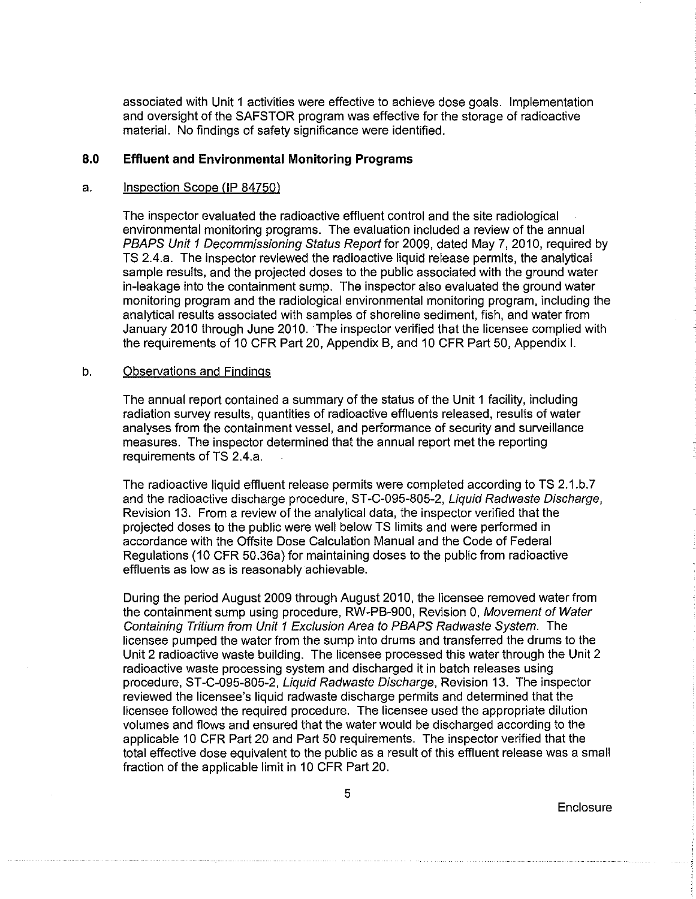associated with Unit 1 activities were effective to achieve dose goals. Implementation and oversight of the SAFSTOR program was effective for the storage of radioactive material. No findings of safety significance were identified.

## 8.0 Effluent and Environmental Monitoring Programs

### a. Inspection Scope (IP 84750)

The inspector evaluated the radioactive effluent control and the site radiological environmental monitoring programs. The evaluation included a review of the annual *PBAPS Unit 1 Decommissioning Status Report* for 2009, dated May 7, 2010, required by TS 2.4.a. The inspector reviewed the radioactive liquid release permits, the analytical sample results, and the projected doses to the public associated with the ground water in-leakage into the containment sump. The inspector also evaluated the ground water monitoring program and the radiological environmental monitoring program, including the analytical results associated with samples of shoreline sediment, fish, and water from January 2010 through June 2010. The inspector verified that the licensee complied with the requirements of 10 CFR Part 20, Appendix B, and 10 CFR Part 50, Appendix I.

### b. Observations and Findings

The annual report contained a summary of the status of the Unit 1 facility, including radiation survey results, quantities of radioactive effluents released, results of water analyses from the containment vessel, and performance of security and surveillance measures. The inspector determined that the annual report met the reporting requirements of TS 2.4.a.

The radioactive liquid effluent release permits were completed according to TS 2.1.b.7 and the radioactive discharge procedure, ST-C-095-805-2, *Liquid Radwaste Discharge*, Revision 13. From a review of the analytical data, the inspector verified that the projected doses to the public were well below TS limits and were performed in accordance with the Offsite Dose Calculation Manual and the Code of Federal Regulations (10 CFR 50.36a) for maintaining doses to the public from radioactive effluents as low as is reasonably achievable.

During the period August 2009 through August 2010, the licensee removed water from the containment sump using procedure, RW-PB-900, Revision 0, *Movement of Water Containing Tritium from Unit 1 Exclusion Area to PBAPS Radwaste System*. The licensee pumped the water from the sump into drums and transferred the drums to the Unit 2 radioactive waste building. The licensee processed this water through the Unit 2 radioactive waste processing system and discharged it in batch releases using procedure, ST-C-095-805-2, *Liquid Radwaste Discharge*, Revision 13. The inspector reviewed the licensee's liquid radwaste discharge permits and determined that the licensee followed the required procedure. The licensee used the appropriate dilution volumes and flows and ensured that the water would be discharged according to the applicable 10 CFR Part 20 and Part 50 requirements. The inspector verified that the total effective dose equivalent to the public as a result of this effluent release was a small fraction of the applicable limit in 10 CFR Part 20.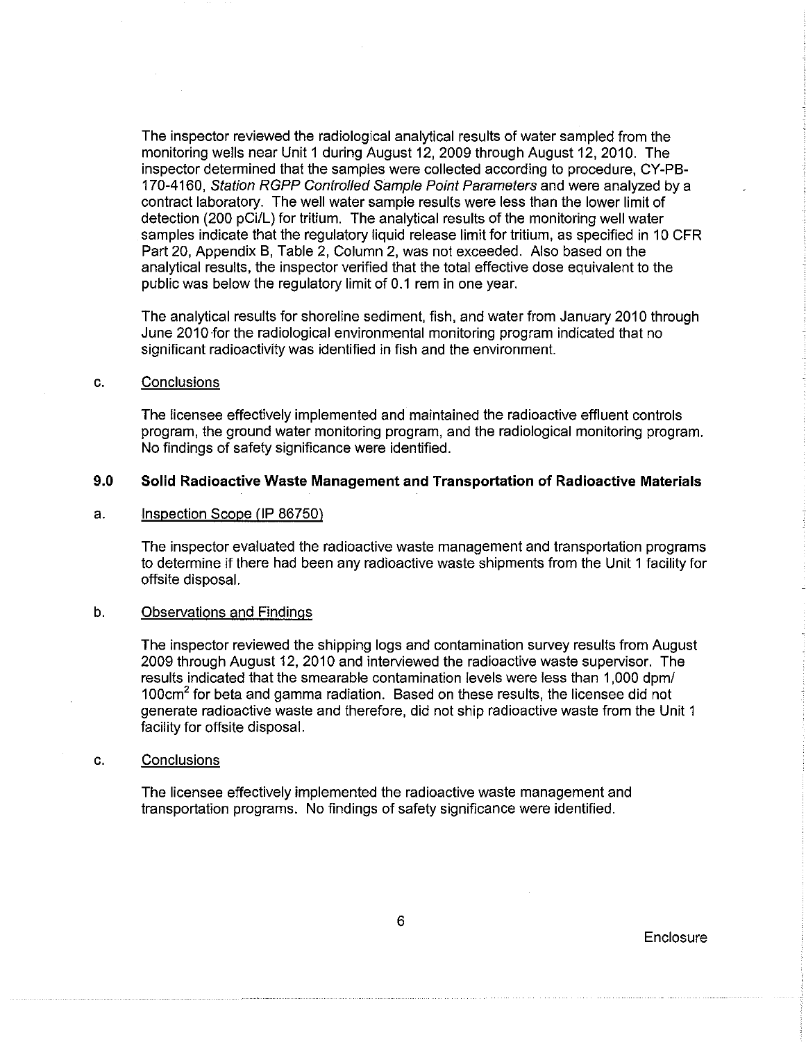The inspector reviewed the radiological analytical results of water sampled from the monitoring wells near Unit 1 during August 12, 2009 through August 12, 2010. The inspector determined that the samples were collected according to procedure, CY-PB-170-4160, *Station RGPP Controlled Sample Point Parameters* and were analyzed by a contract laboratory. The well water sample results were less than the lower limit of detection (200 pCi/L) for tritium. The analytical results of the monitoring well water samples indicate that the regulatory liquid release limit for tritium, as specified in 10 CFR Part 20, Appendix B, Table 2, Column 2, was not exceeded. Also based on the analytical results, the inspector verified that the total effective dose equivalent to the public was below the regulatory limit of 0.1 rem in one year.

The analytical results for shoreline sediment, fish, and water from January 2010 through June 2010 for the radiological environmental monitoring program indicated that no significant radioactivity was identified in fish and the environment.

c. Conclusions

The licensee effectively implemented and maintained the radioactive effluent controls program, the ground water monitoring program, and the radiological monitoring program. No findings of safety significance were identified.

## 9.0 Solid Radioactive Waste Management and Transportation of Radioactive Materials

a. Inspection Scope (IP 86750)

The inspector evaluated the radioactive waste management and transportation programs to determine if there had been any radioactive waste shipments from the Unit 1 facility for offsite disposal.

b. Observations and Findings

The inspector reviewed the shipping logs and contamination survey results from August 2009 through August 12, 2010 and interviewed the radioactive waste supervisor. The results indicated that the smearable contamination levels were less than 1,000 dpm/ $100cm^2$ for beta and gamma radiation. Based on these results, the licensee did not generate radioactive waste and therefore, did not ship radioactive waste from the Unit 1 facility for offsite disposal.

c. Conclusions

The licensee effectively implemented the radioactive waste management and transportation programs. No findings of safety significance were identified.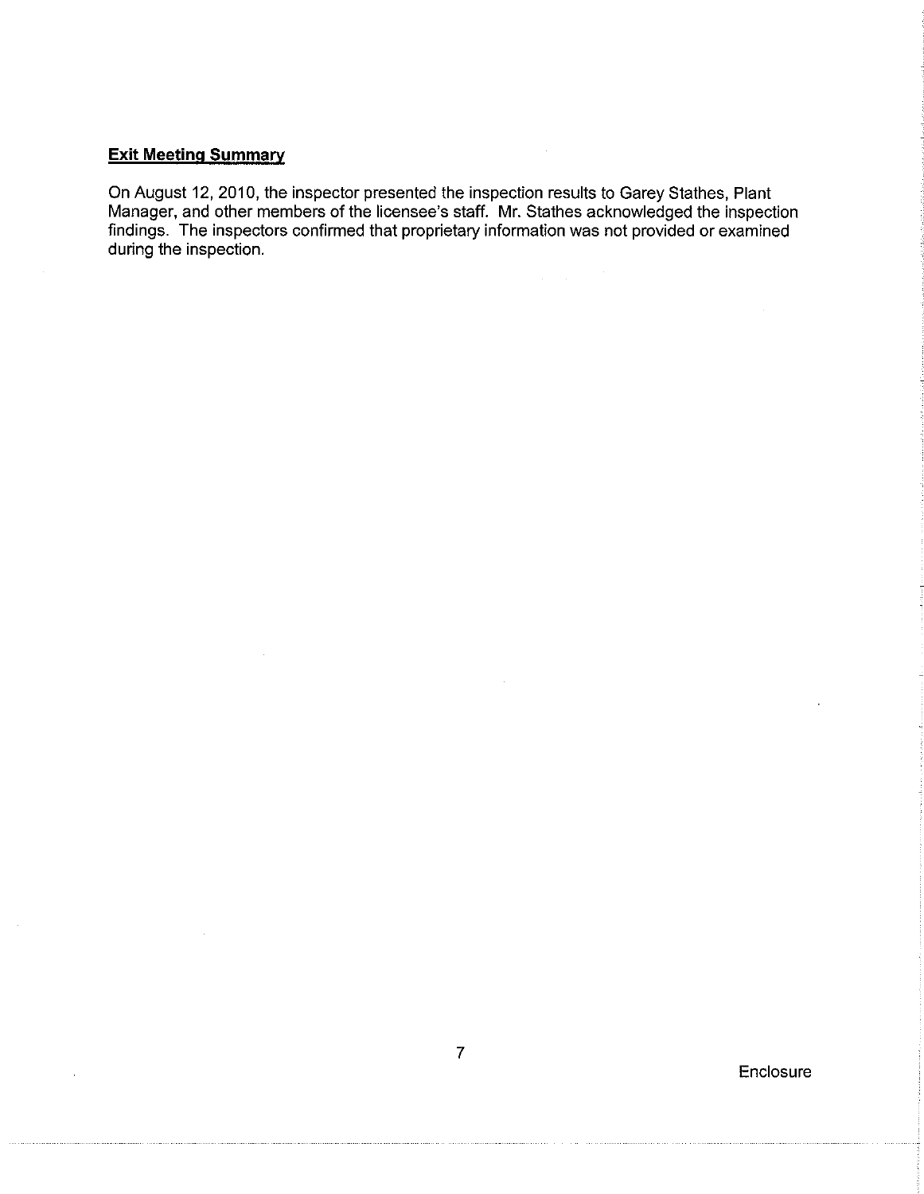**Exit Meeting Summary**

On August 12, 2010, the inspector presented the inspection results to Garey Stathes, Plant Manager, and other members of the licensee's staff. Mr. Stathes acknowledged the inspection findings. The inspectors confirmed that proprietary information was not provided or examined during the inspection.

Enclosure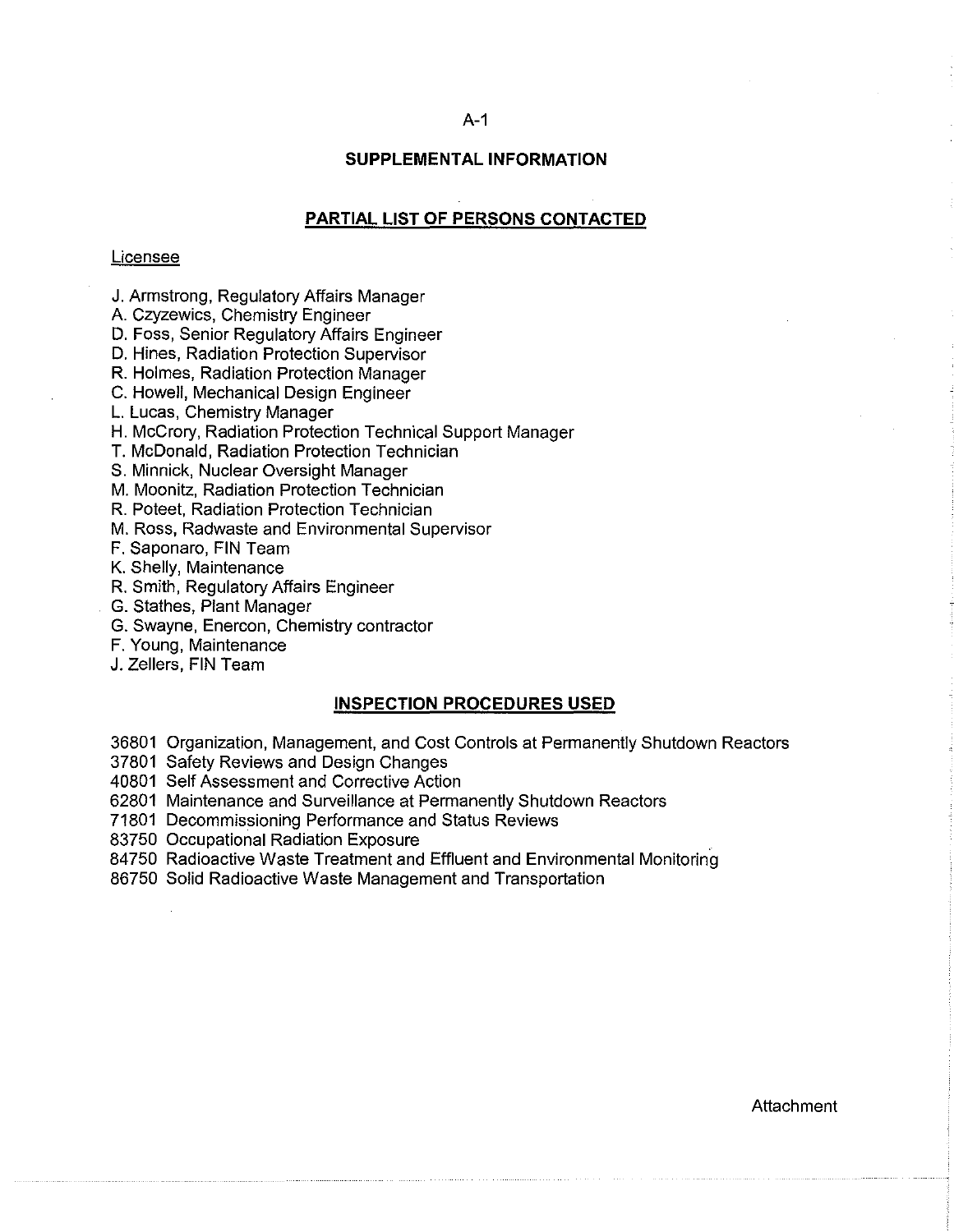## SUPPLEMENTAL INFORMATION

### PARTIAL LIST OF PERSONS CONTACTED

Licensee

J. Armstrong, Regulatory Affairs Manager
A. Czyzewics, Chemistry Engineer
D. Foss, Senior Regulatory Affairs Engineer
D. Hines, Radiation Protection Supervisor
R. Holmes, Radiation Protection Manager
C. Howell, Mechanical Design Engineer
L. Lucas, Chemistry Manager
H. McCrory, Radiation Protection Technical Support Manager
T. McDonald, Radiation Protection Technician
S. Minnick, Nuclear Oversight Manager
M. Moonitz, Radiation Protection Technician
R. Poteet, Radiation Protection Technician
M. Ross, Radwaste and Environmental Supervisor
F. Saponaro, FIN Team
K. Shelly, Maintenance
R. Smith, Regulatory Affairs Engineer
G. Stathes, Plant Manager
G. Swayne, Enercon, Chemistry contractor
F. Young, Maintenance
J. Zellers, FIN Team

### INSPECTION PROCEDURES USED

36801 Organization, Management, and Cost Controls at Permanently Shutdown Reactors
37801 Safety Reviews and Design Changes
40801 Self Assessment and Corrective Action
62801 Maintenance and Surveillance at Permanently Shutdown Reactors
71801 Decommissioning Performance and Status Reviews
83750 Occupational Radiation Exposure
84750 Radioactive Waste Treatment and Effluent and Environmental Monitoring
86750 Solid Radioactive Waste Management and Transportation

Attachment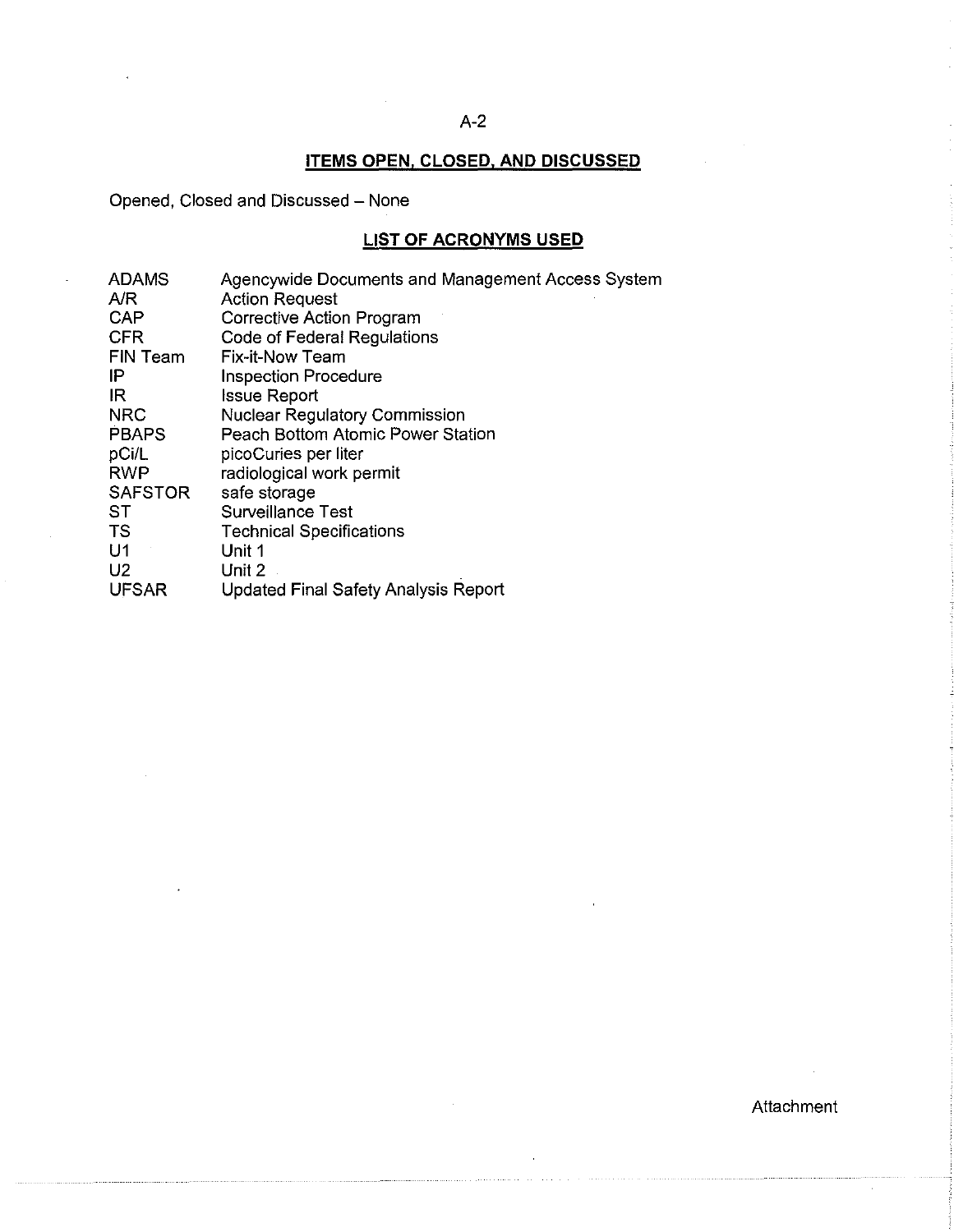## ITEMS OPEN, CLOSED, AND DISCUSSED

Opened, Closed and Discussed – None

## LIST OF ACRONYMS USED

| | |
|---|---|
| ADAMS | Agencywide Documents and Management Access System |
| A/R | Action Request |
| CAP | Corrective Action Program |
| CFR | Code of Federal Regulations |
| FIN Team | Fix-it-Now Team |
| IP | Inspection Procedure |
| IR | Issue Report |
| NRC | Nuclear Regulatory Commission |
| PBAPS | Peach Bottom Atomic Power Station |
| pCi/L | picoCuries per liter |
| RWP | radiological work permit |
| SAFSTOR | safe storage |
| ST | Surveillance Test |
| TS | Technical Specifications |
| U1 | Unit 1 |
| U2 | Unit 2 |
| UFSAR | Updated Final Safety Analysis Report |

Attachment